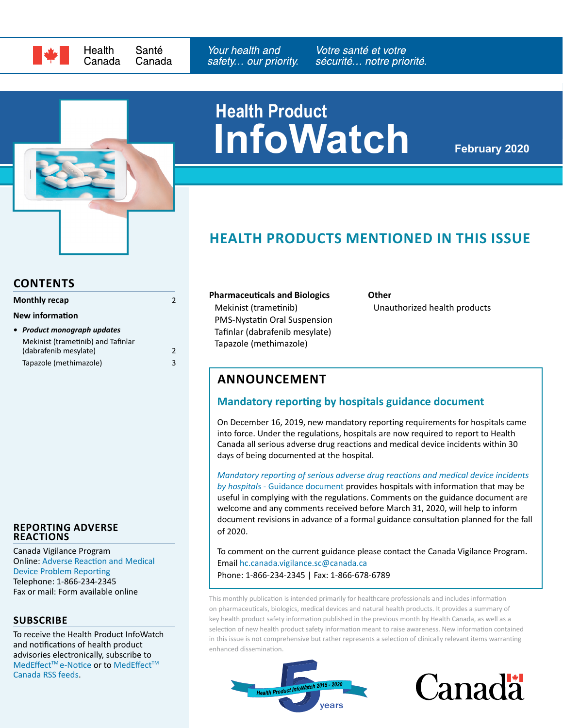Health Canada / Santé Canada

*Your health and safety… our priority.* *Votre santé et votre sécurité… notre priorité.*

# Health Product InfoWatch

**February 2020**

## HEALTH PRODUCTS MENTIONED IN THIS ISSUE

**Pharmaceuticals and Biologics**

- Mekinist (trametinib)
- PMS-Nystatin Oral Suspension
- Tafinlar (dabrafenib mesylate)
- Tapazole (methimazole)

**Other**

- Unauthorized health products

## CONTENTS

| | |
|---|---|
| **Monthly recap** | 2 |
| **New information** | |
| • ***Product monograph updates*** | |
| Mekinist (trametinib) and Tafinlar (dabrafenib mesylate) | 2 |
| Tapazole (methimazole) | 3 |

## ANNOUNCEMENT

### Mandatory reporting by hospitals guidance document

On December 16, 2019, new mandatory reporting requirements for hospitals came into force. Under the regulations, hospitals are now required to report to Health Canada all serious adverse drug reactions and medical device incidents within 30 days of being documented at the hospital.

*Mandatory reporting of serious adverse drug reactions and medical device incidents by hospitals* - Guidance document provides hospitals with information that may be useful in complying with the regulations. Comments on the guidance document are welcome and any comments received before March 31, 2020, will help to inform document revisions in advance of a formal guidance consultation planned for the fall of 2020.

To comment on the current guidance please contact the Canada Vigilance Program.
Email hc.canada.vigilance.sc@canada.ca
Phone: 1-866-234-2345 | Fax: 1-866-678-6789

This monthly publication is intended primarily for healthcare professionals and includes information on pharmaceuticals, biologics, medical devices and natural health products. It provides a summary of key health product safety information published in the previous month by Health Canada, as well as a selection of new health product safety information meant to raise awareness. New information contained in this issue is not comprehensive but rather represents a selection of clinically relevant items warranting enhanced dissemination.

## REPORTING ADVERSE REACTIONS

Canada Vigilance Program
Online: Adverse Reaction and Medical Device Problem Reporting
Telephone: 1-866-234-2345
Fax or mail: Form available online

## SUBSCRIBE

To receive the Health Product InfoWatch and notifications of health product advisories electronically, subscribe to MedEffect™ e-Notice or to MedEffect™ Canada RSS feeds.

Health Product InfoWatch 2015 - 2020 — 5 years

Canada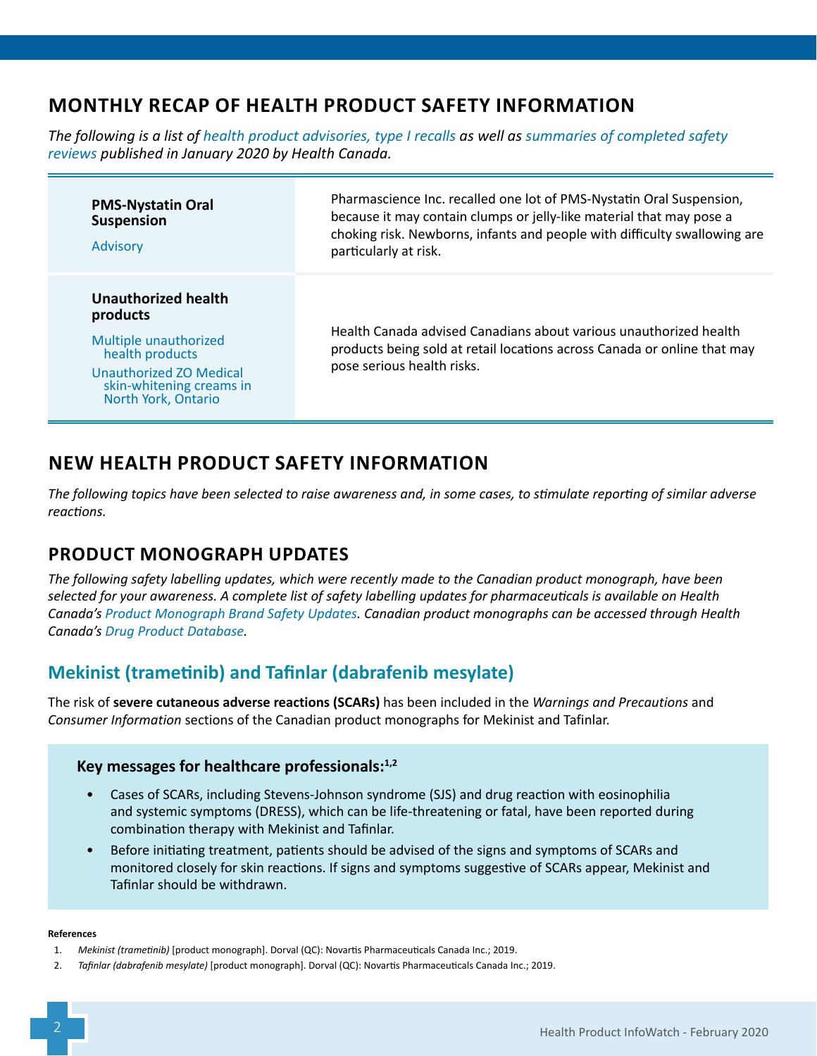## MONTHLY RECAP OF HEALTH PRODUCT SAFETY INFORMATION

*The following is a list of health product advisories, type I recalls as well as summaries of completed safety reviews published in January 2020 by Health Canada.*

| | |
|---|---|
| **PMS-Nystatin Oral Suspension**<br><br>Advisory | Pharmascience Inc. recalled one lot of PMS-Nystatin Oral Suspension, because it may contain clumps or jelly-like material that may pose a choking risk. Newborns, infants and people with difficulty swallowing are particularly at risk. |
| **Unauthorized health products**<br><br>Multiple unauthorized health products<br>Unauthorized ZO Medical skin-whitening creams in North York, Ontario | Health Canada advised Canadians about various unauthorized health products being sold at retail locations across Canada or online that may pose serious health risks. |

## NEW HEALTH PRODUCT SAFETY INFORMATION

*The following topics have been selected to raise awareness and, in some cases, to stimulate reporting of similar adverse reactions.*

## PRODUCT MONOGRAPH UPDATES

*The following safety labelling updates, which were recently made to the Canadian product monograph, have been selected for your awareness. A complete list of safety labelling updates for pharmaceuticals is available on Health Canada's Product Monograph Brand Safety Updates. Canadian product monographs can be accessed through Health Canada's Drug Product Database.*

### Mekinist (trametinib) and Tafinlar (dabrafenib mesylate)

The risk of **severe cutaneous adverse reactions (SCARs)** has been included in the *Warnings and Precautions* and *Consumer Information* sections of the Canadian product monographs for Mekinist and Tafinlar.

#### Key messages for healthcare professionals:[1,2]

- Cases of SCARs, including Stevens-Johnson syndrome (SJS) and drug reaction with eosinophilia and systemic symptoms (DRESS), which can be life-threatening or fatal, have been reported during combination therapy with Mekinist and Tafinlar.
- Before initiating treatment, patients should be advised of the signs and symptoms of SCARs and monitored closely for skin reactions. If signs and symptoms suggestive of SCARs appear, Mekinist and Tafinlar should be withdrawn.

**References**

1. *Mekinist (trametinib)* [product monograph]. Dorval (QC): Novartis Pharmaceuticals Canada Inc.; 2019.
2. *Tafinlar (dabrafenib mesylate)* [product monograph]. Dorval (QC): Novartis Pharmaceuticals Canada Inc.; 2019.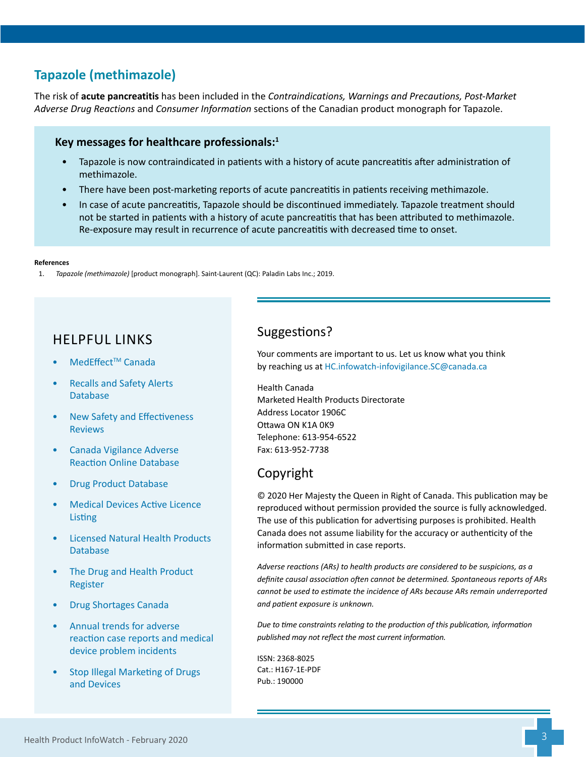## Tapazole (methimazole)

The risk of **acute pancreatitis** has been included in the *Contraindications, Warnings and Precautions, Post-Market Adverse Drug Reactions* and *Consumer Information* sections of the Canadian product monograph for Tapazole.

### Key messages for healthcare professionals:[1]

- Tapazole is now contraindicated in patients with a history of acute pancreatitis after administration of methimazole.
- There have been post-marketing reports of acute pancreatitis in patients receiving methimazole.
- In case of acute pancreatitis, Tapazole should be discontinued immediately. Tapazole treatment should not be started in patients with a history of acute pancreatitis that has been attributed to methimazole. Re-exposure may result in recurrence of acute pancreatitis with decreased time to onset.

**References**

1. *Tapazole (methimazole)* [product monograph]. Saint-Laurent (QC): Paladin Labs Inc.; 2019.

## HELPFUL LINKS

- MedEffect™ Canada
- Recalls and Safety Alerts Database
- New Safety and Effectiveness Reviews
- Canada Vigilance Adverse Reaction Online Database
- Drug Product Database
- Medical Devices Active Licence Listing
- Licensed Natural Health Products Database
- The Drug and Health Product Register
- Drug Shortages Canada
- Annual trends for adverse reaction case reports and medical device problem incidents
- Stop Illegal Marketing of Drugs and Devices

## Suggestions?

Your comments are important to us. Let us know what you think by reaching us at HC.infowatch-infovigilance.SC@canada.ca

Health Canada
Marketed Health Products Directorate
Address Locator 1906C
Ottawa ON K1A 0K9
Telephone: 613-954-6522
Fax: 613-952-7738

## Copyright

© 2020 Her Majesty the Queen in Right of Canada. This publication may be reproduced without permission provided the source is fully acknowledged. The use of this publication for advertising purposes is prohibited. Health Canada does not assume liability for the accuracy or authenticity of the information submitted in case reports.

*Adverse reactions (ARs) to health products are considered to be suspicions, as a definite causal association often cannot be determined. Spontaneous reports of ARs cannot be used to estimate the incidence of ARs because ARs remain underreported and patient exposure is unknown.*

*Due to time constraints relating to the production of this publication, information published may not reflect the most current information.*

ISSN: 2368-8025
Cat.: H167-1E-PDF
Pub.: 190000